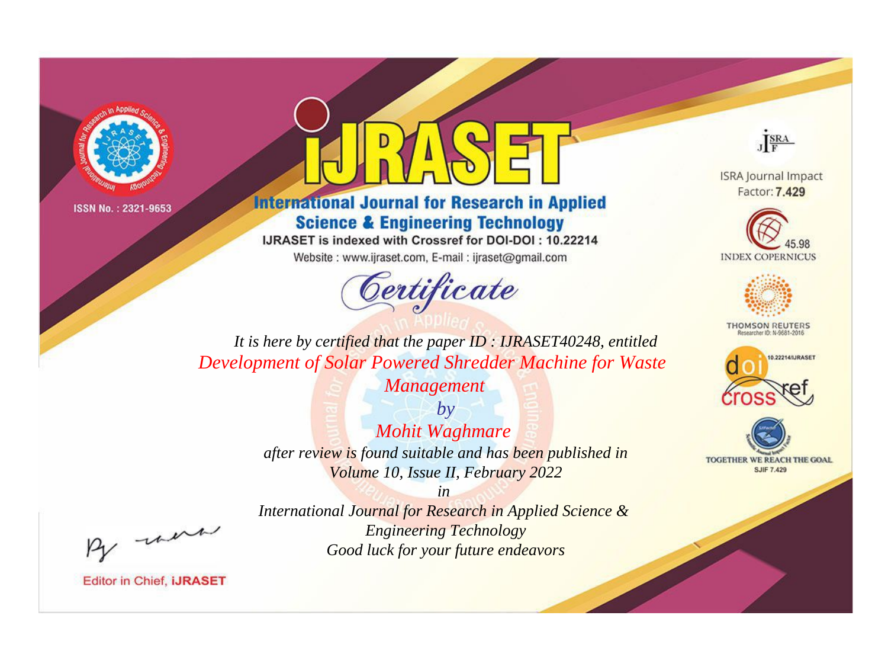ISSN No. : 2321-9653

# iJRASET

## International Journal for Research in Applied Science & Engineering Technology

IJRASET is indexed with Crossref for DOI-DOI : 10.22214

Website : www.ijraset.com, E-mail : ijraset@gmail.com

ISRA Journal Impact Factor: **7.429**

45.98 INDEX COPERNICUS

THOMSON REUTERS Researcher ID: N-9681-2016

10.22214/IJRASET

TOGETHER WE REACH THE GOAL SJIF 7.429

# *Certificate*

*It is here by certified that the paper ID : IJRASET40248, entitled*

*Development of Solar Powered Shredder Machine for Waste Management*

*by*

*Mohit Waghmare*

*after review is found suitable and has been published in Volume 10, Issue II, February 2022*

*in*

*International Journal for Research in Applied Science & Engineering Technology*

*Good luck for your future endeavors*

Editor in Chief, **iJRASET**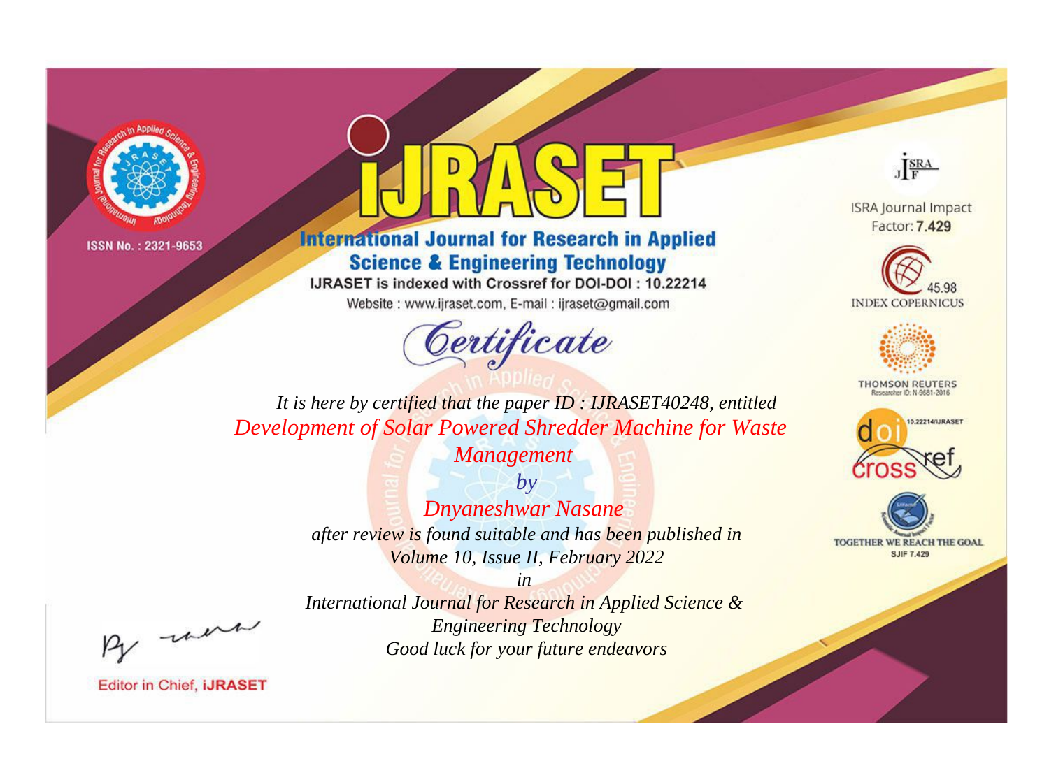ISSN No. : 2321-9653

# iJRASET

## International Journal for Research in Applied Science & Engineering Technology

IJRASET is indexed with Crossref for DOI-DOI : 10.22214

Website : www.ijraset.com, E-mail : ijraset@gmail.com

*Certificate*

*It is here by certified that the paper ID : IJRASET40248, entitled*

*Development of Solar Powered Shredder Machine for Waste Management*

*by*

*Dnyaneshwar Nasane*

*after review is found suitable and has been published in*

*Volume 10, Issue II, February 2022*

*in*

*International Journal for Research in Applied Science & Engineering Technology*

*Good luck for your future endeavors*

Editor in Chief, iJRASET

ISRA Journal Impact Factor: **7.429**

45.98 INDEX COPERNICUS

THOMSON REUTERS Researcher ID: N-9681-2016

10.22214/IJRASET

TOGETHER WE REACH THE GOAL SJIF 7.429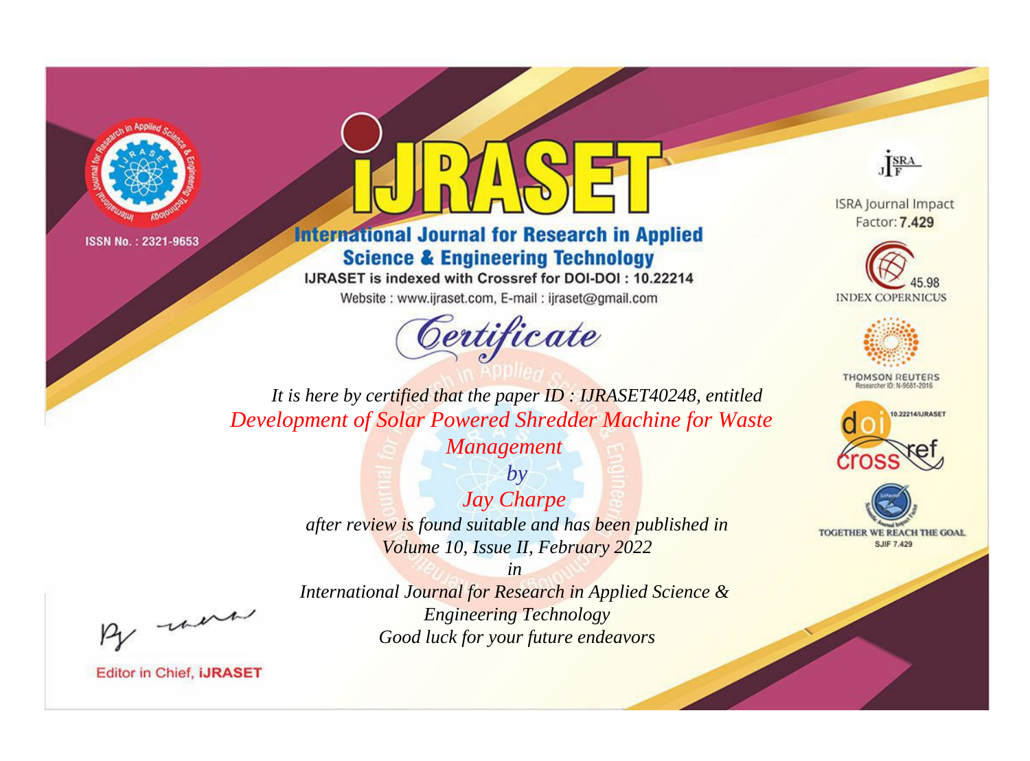ISSN No. : 2321-9653

# iJRASET

## International Journal for Research in Applied Science & Engineering Technology

IJRASET is indexed with Crossref for DOI-DOI : 10.22214

Website : www.ijraset.com, E-mail : ijraset@gmail.com

ISRA Journal Impact Factor: **7.429**

45.98 INDEX COPERNICUS

THOMSON REUTERS Researcher ID: N-9681-2016

10.22214/IJRASET

TOGETHER WE REACH THE GOAL SJIF 7.429

*Certificate*

*It is here by certified that the paper ID : IJRASET40248, entitled*

*Development of Solar Powered Shredder Machine for Waste Management*

*by*

*Jay Charpe*

*after review is found suitable and has been published in*

*Volume 10, Issue II, February 2022*

*in*

*International Journal for Research in Applied Science & Engineering Technology*

*Good luck for your future endeavors*

Editor in Chief, **iJRASET**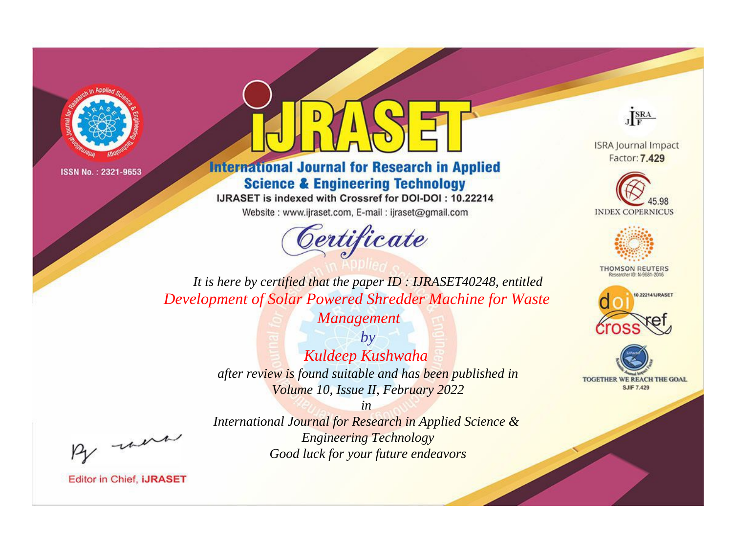ISSN No. : 2321-9653

# IJRASET

## International Journal for Research in Applied Science & Engineering Technology

IJRASET is indexed with Crossref for DOI-DOI : 10.22214

Website : www.ijraset.com, E-mail : ijraset@gmail.com

## Certificate

*It is here by certified that the paper ID : IJRASET40248, entitled*

*Development of Solar Powered Shredder Machine for Waste Management*

*by*

*Kuldeep Kushwaha*

*after review is found suitable and has been published in*

*Volume 10, Issue II, February 2022*

*in*

*International Journal for Research in Applied Science & Engineering Technology*

*Good luck for your future endeavors*

ISRA Journal Impact Factor: **7.429**

45.98 INDEX COPERNICUS

THOMSON REUTERS Researcher ID: N-9681-2016

10.22214/IJRASET

TOGETHER WE REACH THE GOAL SJIF 7.429

Editor in Chief, **iJRASET**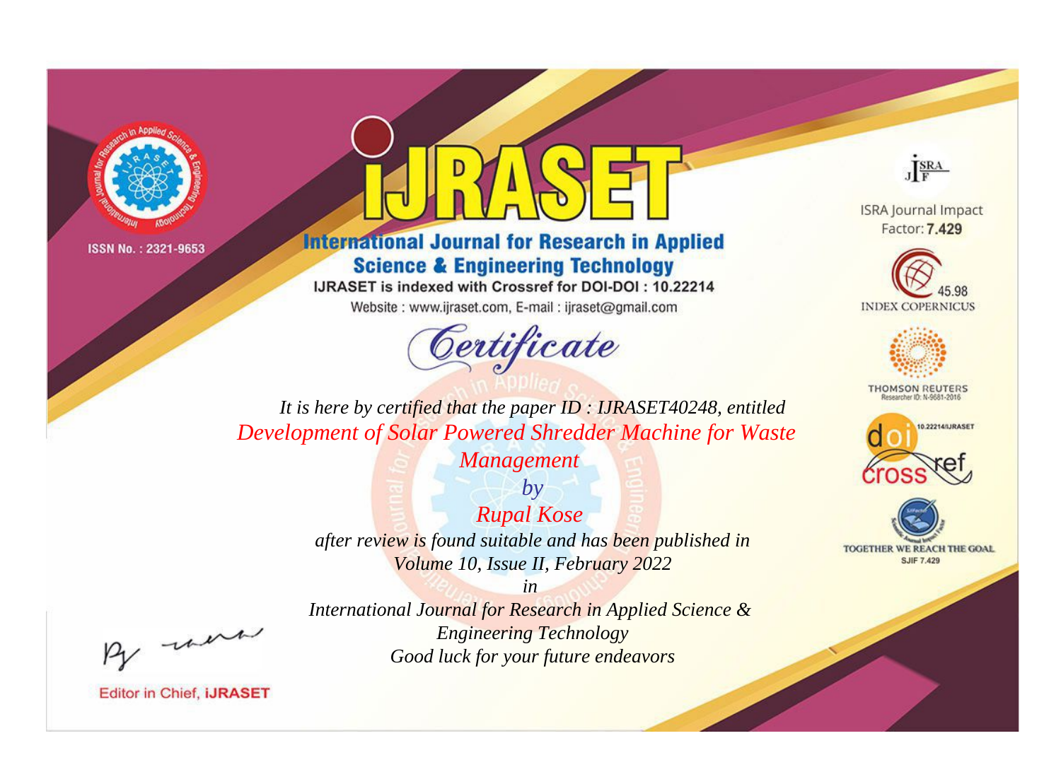ISSN No. : 2321-9653

# iJRASET

## International Journal for Research in Applied Science & Engineering Technology

IJRASET is indexed with Crossref for DOI-DOI : 10.22214

Website : www.ijraset.com, E-mail : ijraset@gmail.com

*Certificate*

*It is here by certified that the paper ID : IJRASET40248, entitled*

*Development of Solar Powered Shredder Machine for Waste Management*

*by*

*Rupal Kose*

*after review is found suitable and has been published in*

*Volume 10, Issue II, February 2022*

*in*

*International Journal for Research in Applied Science & Engineering Technology*

*Good luck for your future endeavors*

Editor in Chief, iJRASET

ISRA Journal Impact Factor: **7.429**

45.98 INDEX COPERNICUS

THOMSON REUTERS Researcher ID: N-9681-2016

10.22214/IJRASET

TOGETHER WE REACH THE GOAL SJIF 7.429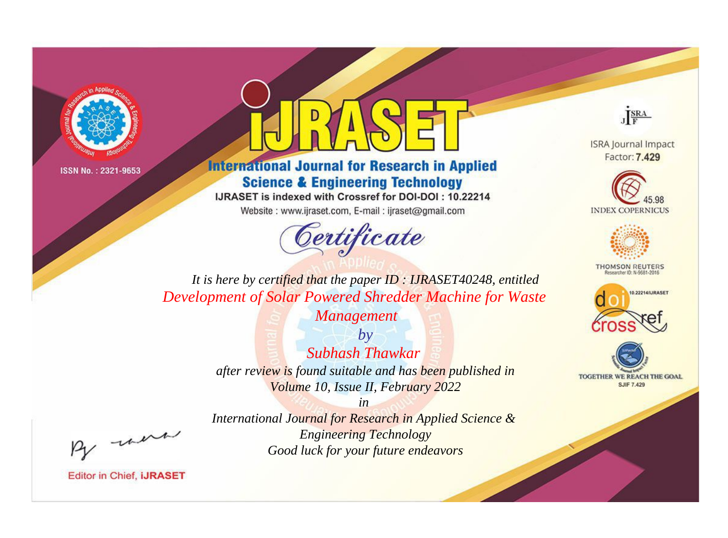ISSN No. : 2321-9653

# iJRASET

## International Journal for Research in Applied Science & Engineering Technology

IJRASET is indexed with Crossref for DOI-DOI : 10.22214

Website : www.ijraset.com, E-mail : ijraset@gmail.com

ISRA Journal Impact Factor: **7.429**

45.98 INDEX COPERNICUS

THOMSON REUTERS Researcher ID: N-9681-2016

10.22214/IJRASET

TOGETHER WE REACH THE GOAL SJIF 7.429

# Certificate

*It is here by certified that the paper ID : IJRASET40248, entitled*

*Development of Solar Powered Shredder Machine for Waste Management*

*by*

*Subhash Thawkar*

*after review is found suitable and has been published in*

*Volume 10, Issue II, February 2022*

*in*

*International Journal for Research in Applied Science & Engineering Technology*

*Good luck for your future endeavors*

Editor in Chief, **iJRASET**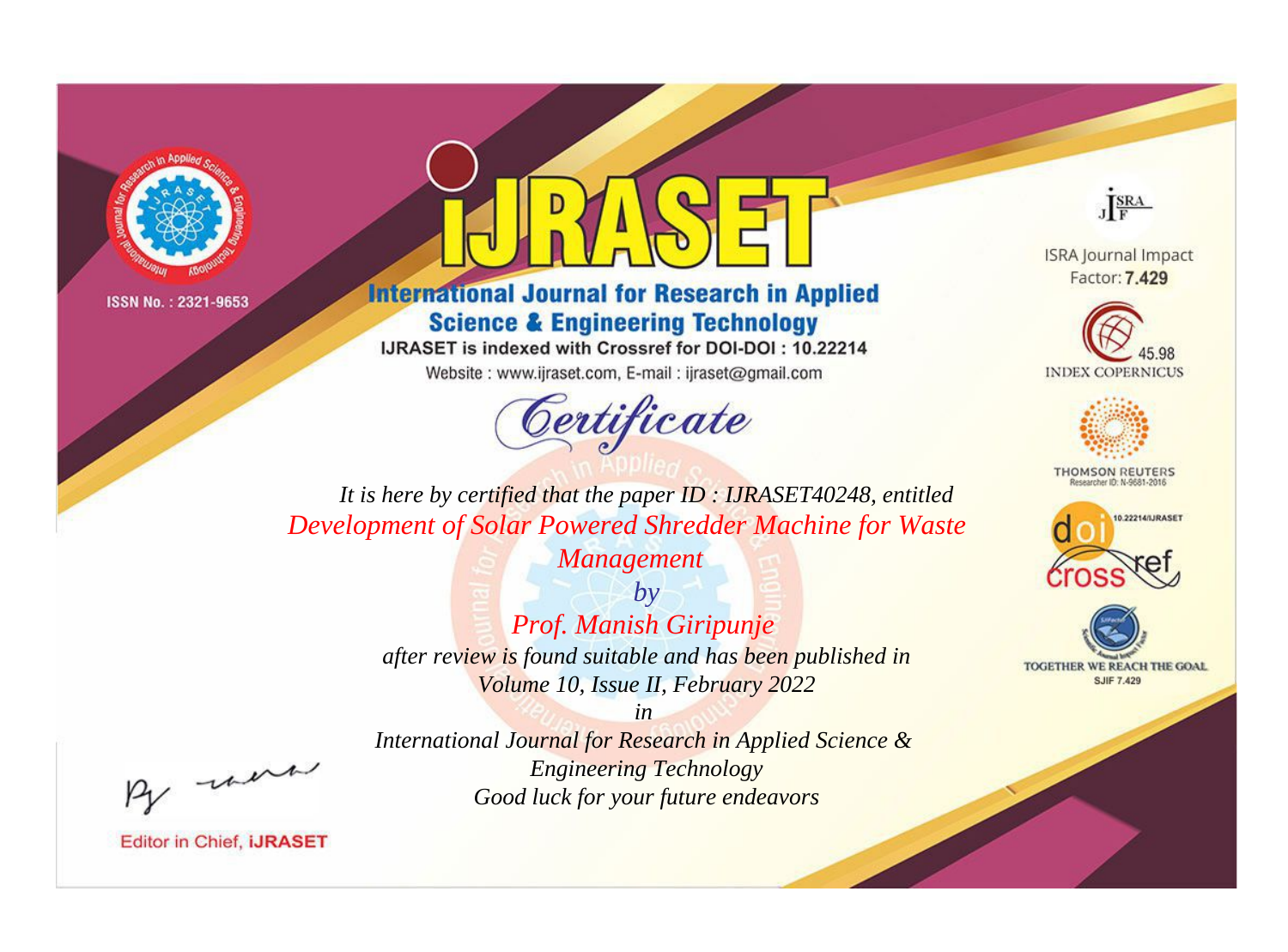ISSN No. : 2321-9653

# iJRASET

## International Journal for Research in Applied Science & Engineering Technology

IJRASET is indexed with Crossref for DOI-DOI : 10.22214

Website : www.ijraset.com, E-mail : ijraset@gmail.com

ISRA Journal Impact Factor: **7.429**

45.98 INDEX COPERNICUS

THOMSON REUTERS Researcher ID: N-9681-2016

10.22214/IJRASET

TOGETHER WE REACH THE GOAL SJIF 7.429

# *Certificate*

*It is here by certified that the paper ID : IJRASET40248, entitled*

*Development of Solar Powered Shredder Machine for Waste Management*

*by*

*Prof. Manish Giripunje*

*after review is found suitable and has been published in*

*Volume 10, Issue II, February 2022*

*in*

*International Journal for Research in Applied Science & Engineering Technology*

*Good luck for your future endeavors*

Editor in Chief, **iJRASET**